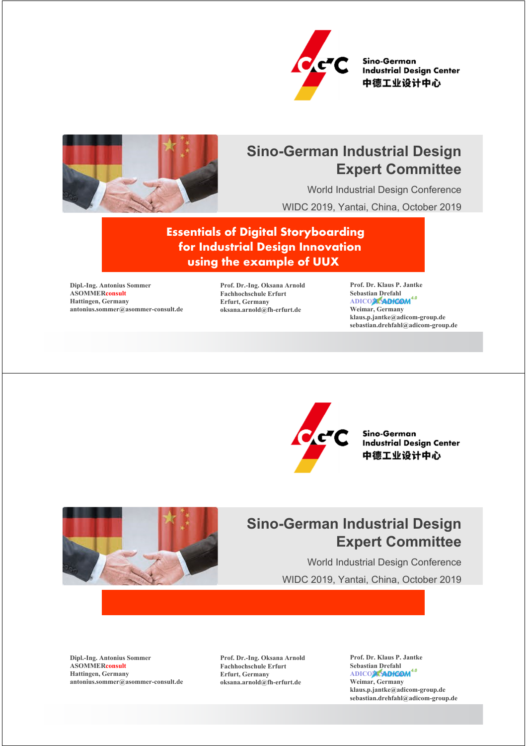Sino-German Industrial Design Center
中德工业设计中心

# Sino-German Industrial Design Expert Committee

World Industrial Design Conference

WIDC 2019, Yantai, China, October 2019

## Essentials of Digital Storyboarding for Industrial Design Innovation using the example of UUX

Dipl.-Ing. Antonius Sommer
ASOMMERconsult
Hattingen, Germany
antonius.sommer@asommer-consult.de

Prof. Dr.-Ing. Oksana Arnold
Fachhochschule Erfurt
Erfurt, Germany
oksana.arnold@fh-erfurt.de

Prof. Dr. Klaus P. Jantke
Sebastian Drefahl
ADICOM ADICOM 4.0
Weimar, Germany
klaus.p.jantke@adicom-group.de
sebastian.drehfahl@adicom-group.de

---

Sino-German Industrial Design Center
中德工业设计中心

# Sino-German Industrial Design Expert Committee

World Industrial Design Conference

WIDC 2019, Yantai, China, October 2019

Dipl.-Ing. Antonius Sommer
ASOMMERconsult
Hattingen, Germany
antonius.sommer@asommer-consult.de

Prof. Dr.-Ing. Oksana Arnold
Fachhochschule Erfurt
Erfurt, Germany
oksana.arnold@fh-erfurt.de

Prof. Dr. Klaus P. Jantke
Sebastian Drefahl
ADICOM ADICOM 4.0
Weimar, Germany
klaus.p.jantke@adicom-group.de
sebastian.drehfahl@adicom-group.de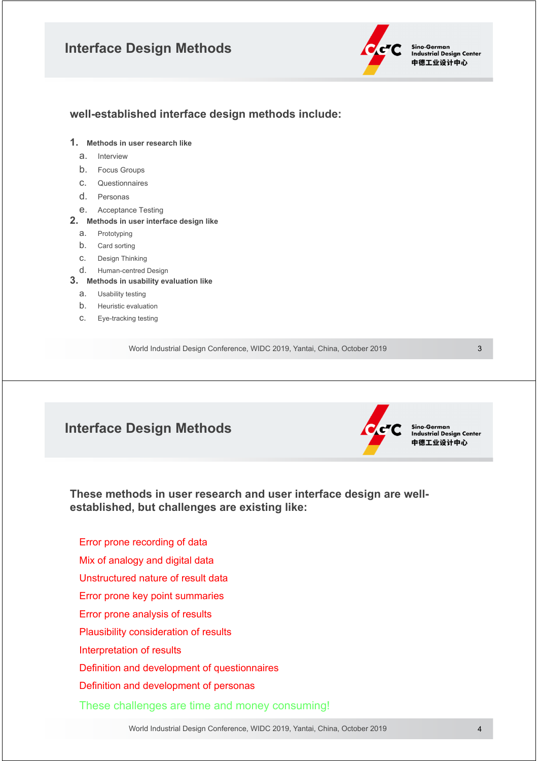## Interface Design Methods

### well-established interface design methods include:

1. **Methods in user research like**
   a. Interview
   b. Focus Groups
   c. Questionnaires
   d. Personas
   e. Acceptance Testing
2. **Methods in user interface design like**
   a. Prototyping
   b. Card sorting
   c. Design Thinking
   d. Human-centred Design
3. **Methods in usability evaluation like**
   a. Usability testing
   b. Heuristic evaluation
   c. Eye-tracking testing

## Interface Design Methods

### These methods in user research and user interface design are well-established, but challenges are existing like:

Error prone recording of data

Mix of analogy and digital data

Unstructured nature of result data

Error prone key point summaries

Error prone analysis of results

Plausibility consideration of results

Interpretation of results

Definition and development of questionnaires

Definition and development of personas

These challenges are time and money consuming!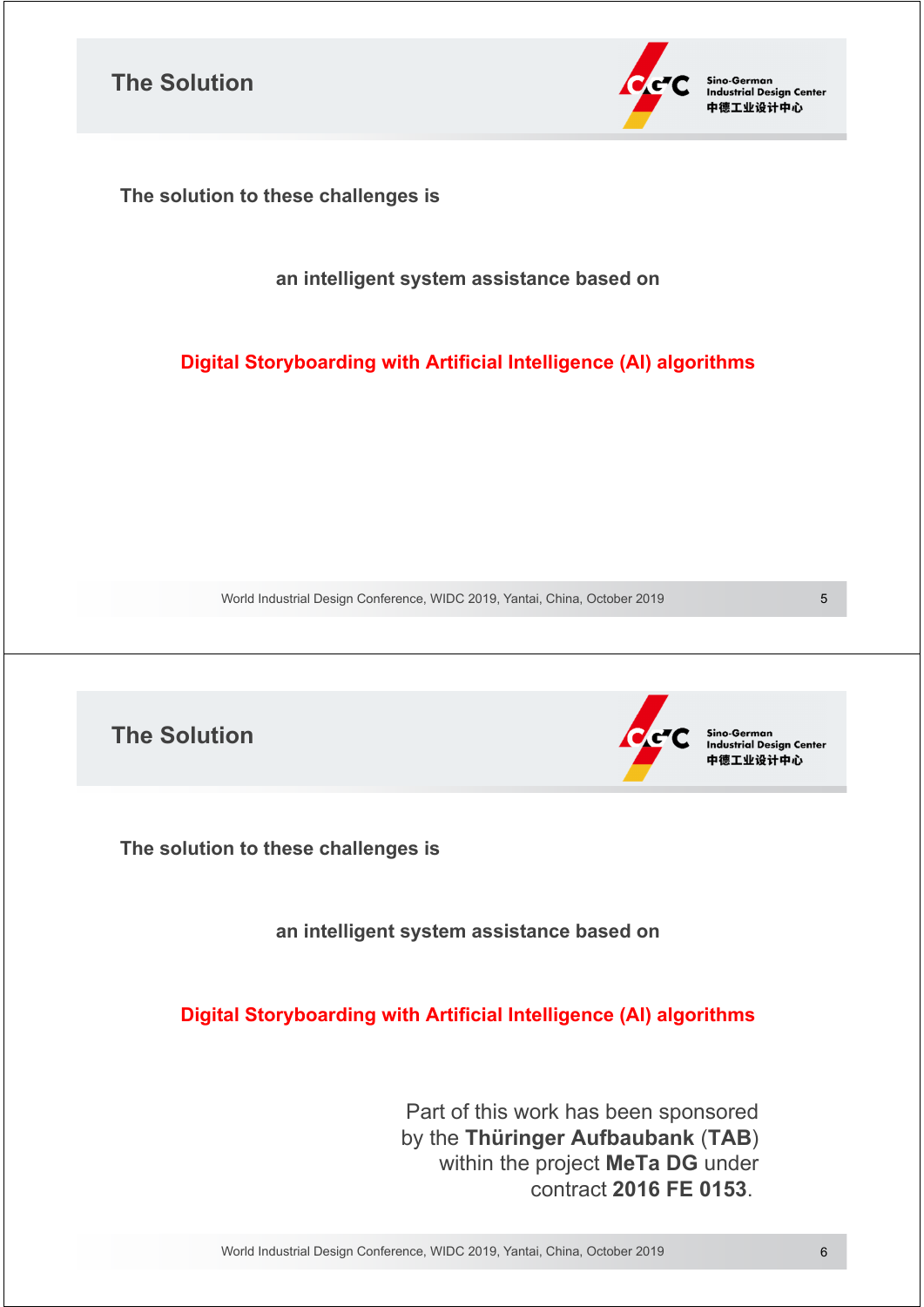## The Solution

**The solution to these challenges is**

**an intelligent system assistance based on**

**Digital Storyboarding with Artificial Intelligence (AI) algorithms**

## The Solution

**The solution to these challenges is**

**an intelligent system assistance based on**

**Digital Storyboarding with Artificial Intelligence (AI) algorithms**

Part of this work has been sponsored by the **Thüringer Aufbaubank** (**TAB**) within the project **MeTa DG** under contract **2016 FE 0153**.